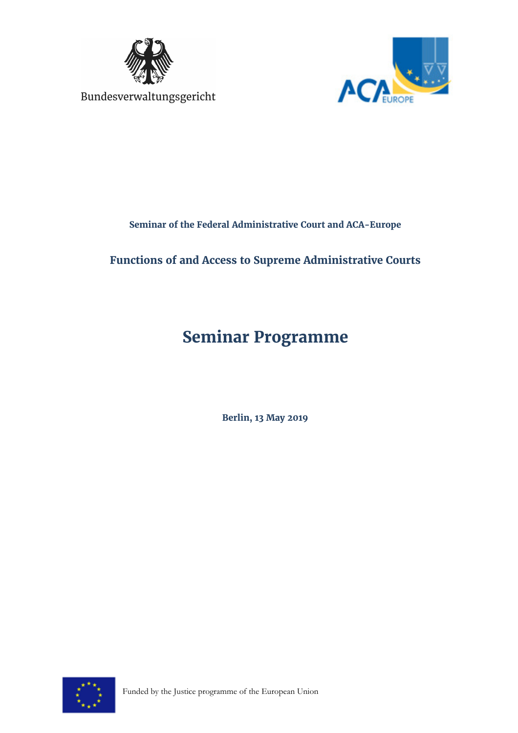Bundesverwaltungsgericht

ACA EUROPE

**Seminar of the Federal Administrative Court and ACA-Europe**

## Functions of and Access to Supreme Administrative Courts

# Seminar Programme

**Berlin, 13 May 2019**

Funded by the Justice programme of the European Union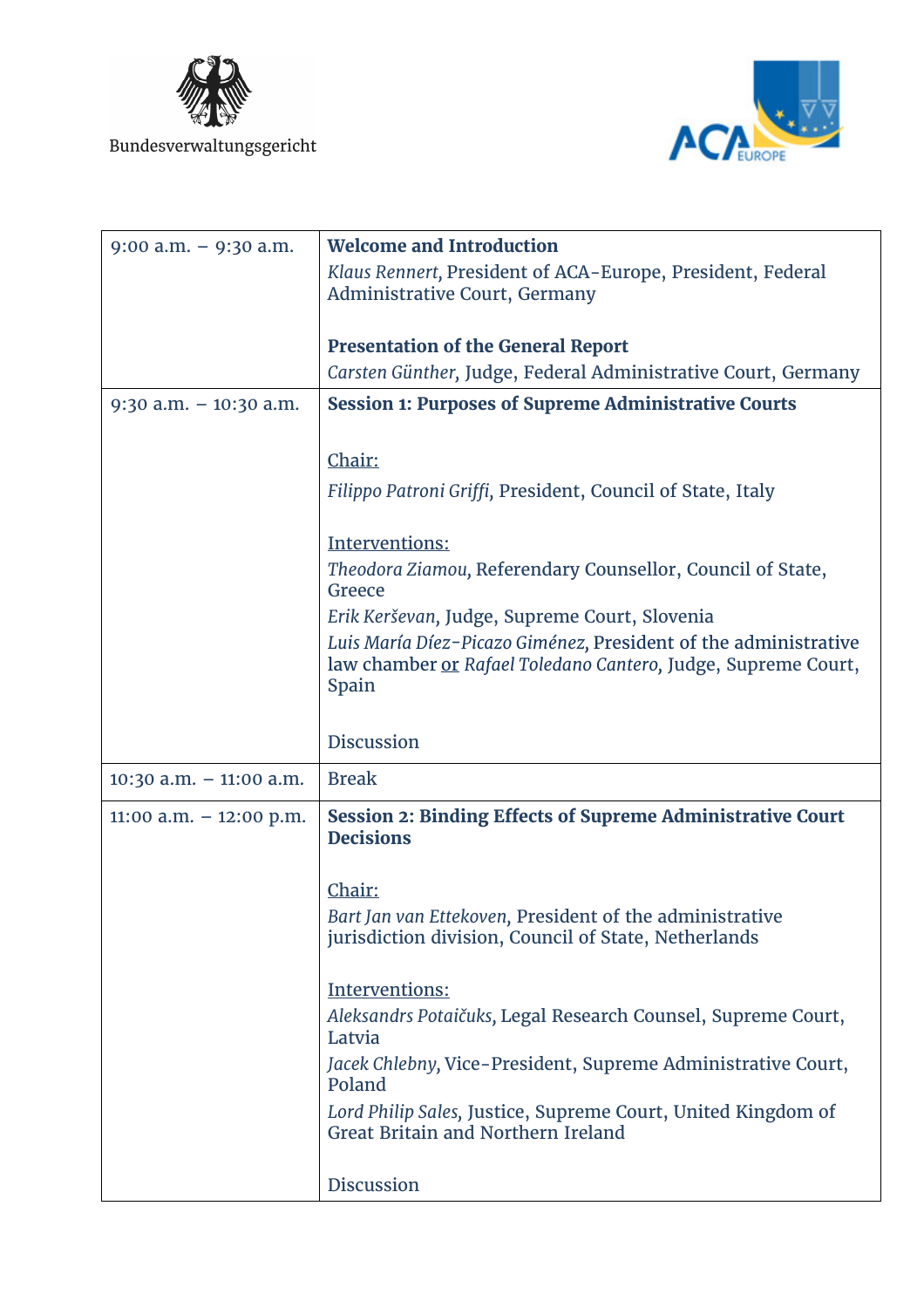Bundesverwaltungsgericht

| | |
|---|---|
| 9:00 a.m. – 9:30 a.m. | **Welcome and Introduction**<br>*Klaus Rennert,* President of ACA-Europe, President, Federal Administrative Court, Germany<br><br>**Presentation of the General Report**<br>*Carsten Günther,* Judge, Federal Administrative Court, Germany |
| 9:30 a.m. – 10:30 a.m. | **Session 1: Purposes of Supreme Administrative Courts**<br><br>Chair:<br>*Filippo Patroni Griffi,* President, Council of State, Italy<br><br>Interventions:<br>*Theodora Ziamou,* Referendary Counsellor, Council of State, Greece<br>*Erik Kerševan,* Judge, Supreme Court, Slovenia<br>*Luis María Díez-Picazo Giménez,* President of the administrative law chamber or *Rafael Toledano Cantero,* Judge, Supreme Court, Spain<br><br>Discussion |
| 10:30 a.m. – 11:00 a.m. | Break |
| 11:00 a.m. – 12:00 p.m. | **Session 2: Binding Effects of Supreme Administrative Court Decisions**<br><br>Chair:<br>*Bart Jan van Ettekoven,* President of the administrative jurisdiction division, Council of State, Netherlands<br><br>Interventions:<br>*Aleksandrs Potaičuks,* Legal Research Counsel, Supreme Court, Latvia<br>*Jacek Chlebny,* Vice-President, Supreme Administrative Court, Poland<br>*Lord Philip Sales,* Justice, Supreme Court, United Kingdom of Great Britain and Northern Ireland<br><br>Discussion |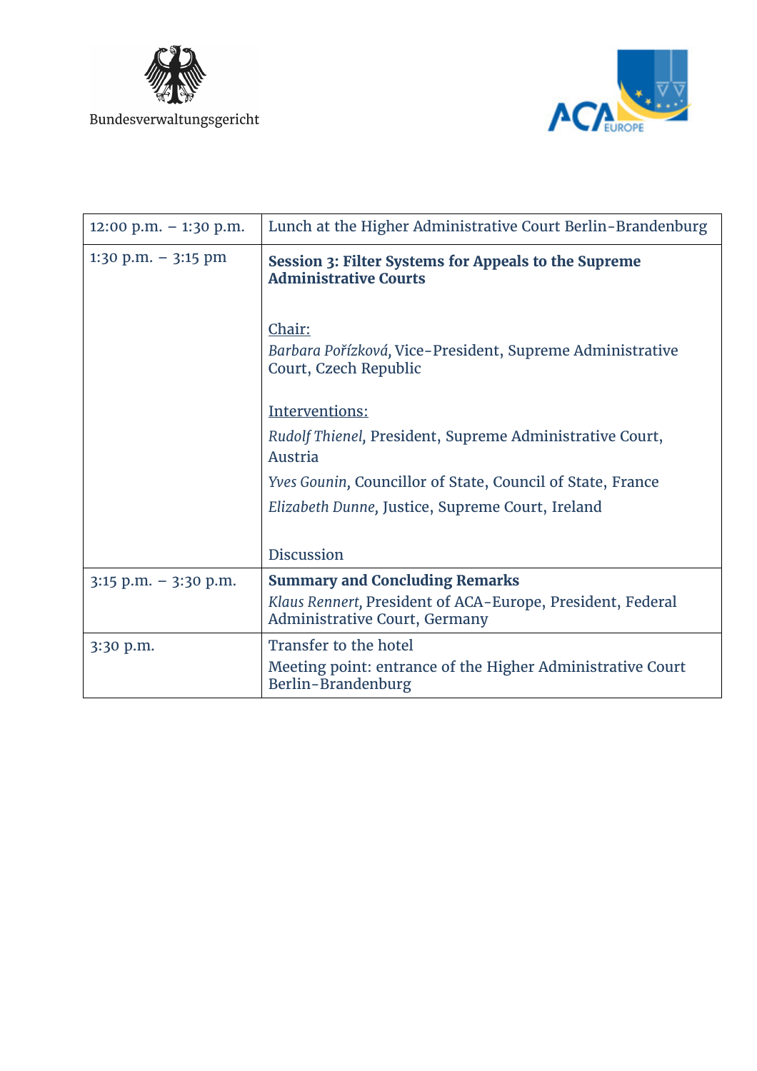Bundesverwaltungsgericht

| | |
|---|---|
| 12:00 p.m. – 1:30 p.m. | Lunch at the Higher Administrative Court Berlin-Brandenburg |
| 1:30 p.m. – 3:15 pm | **Session 3: Filter Systems for Appeals to the Supreme Administrative Courts**<br><br>Chair:<br>*Barbara Pořízková*, Vice-President, Supreme Administrative Court, Czech Republic<br><br>Interventions:<br>*Rudolf Thienel*, President, Supreme Administrative Court, Austria<br>*Yves Gounin*, Councillor of State, Council of State, France<br>*Elizabeth Dunne*, Justice, Supreme Court, Ireland<br><br>Discussion |
| 3:15 p.m. – 3:30 p.m. | **Summary and Concluding Remarks**<br>*Klaus Rennert*, President of ACA-Europe, President, Federal Administrative Court, Germany |
| 3:30 p.m. | Transfer to the hotel<br>Meeting point: entrance of the Higher Administrative Court Berlin-Brandenburg |